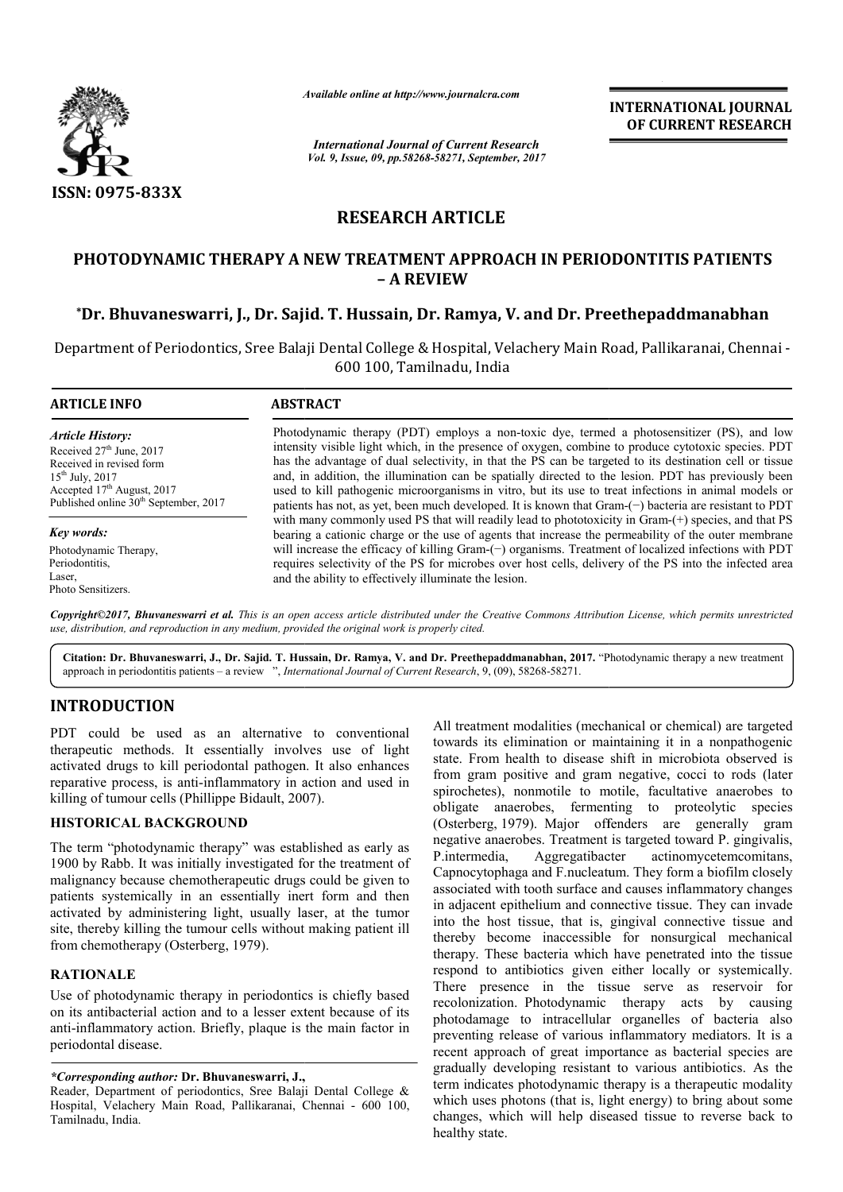*Available online at http://www.journalcra.com*

*International Journal of Current Research*
*Vol. 9, Issue, 09, pp.58268-58271, September, 2017*

**INTERNATIONAL JOURNAL OF CURRENT RESEARCH**

**ISSN: 0975-833X**

## RESEARCH ARTICLE

# PHOTODYNAMIC THERAPY A NEW TREATMENT APPROACH IN PERIODONTITIS PATIENTS – A REVIEW

**\*Dr. Bhuvaneswarri, J., Dr. Sajid. T. Hussain, Dr. Ramya, V. and Dr. Preethepaddmanabhan**

Department of Periodontics, Sree Balaji Dental College & Hospital, Velachery Main Road, Pallikaranai, Chennai - 600 100, Tamilnadu, India

**ARTICLE INFO**

*Article History:*
Received 27th June, 2017
Received in revised form
15th July, 2017
Accepted 17th August, 2017
Published online 30th September, 2017

*Key words:*
Photodynamic Therapy,
Periodontitis,
Laser,
Photo Sensitizers.

**ABSTRACT**

Photodynamic therapy (PDT) employs a non-toxic dye, termed a photosensitizer (PS), and low intensity visible light which, in the presence of oxygen, combine to produce cytotoxic species. PDT has the advantage of dual selectivity, in that the PS can be targeted to its destination cell or tissue and, in addition, the illumination can be spatially directed to the lesion. PDT has previously been used to kill pathogenic microorganisms in vitro, but its use to treat infections in animal models or patients has not, as yet, been much developed. It is known that Gram-(−) bacteria are resistant to PDT with many commonly used PS that will readily lead to phototoxicity in Gram-(+) species, and that PS bearing a cationic charge or the use of agents that increase the permeability of the outer membrane will increase the efficacy of killing Gram-(−) organisms. Treatment of localized infections with PDT requires selectivity of the PS for microbes over host cells, delivery of the PS into the infected area and the ability to effectively illuminate the lesion.

*Copyright©2017, Bhuvaneswarri et al. This is an open access article distributed under the Creative Commons Attribution License, which permits unrestricted use, distribution, and reproduction in any medium, provided the original work is properly cited.*

**Citation: Dr. Bhuvaneswarri, J., Dr. Sajid. T. Hussain, Dr. Ramya, V. and Dr. Preethepaddmanabhan, 2017.** "Photodynamic therapy a new treatment approach in periodontitis patients – a review ", *International Journal of Current Research*, 9, (09), 58268-58271.

## INTRODUCTION

PDT could be used as an alternative to conventional therapeutic methods. It essentially involves use of light activated drugs to kill periodontal pathogen. It also enhances reparative process, is anti-inflammatory in action and used in killing of tumour cells (Phillippe Bidault, 2007).

## HISTORICAL BACKGROUND

The term "photodynamic therapy" was established as early as 1900 by Rabb. It was initially investigated for the treatment of malignancy because chemotherapeutic drugs could be given to patients systemically in an essentially inert form and then activated by administering light, usually laser, at the tumor site, thereby killing the tumour cells without making patient ill from chemotherapy (Osterberg, 1979).

## RATIONALE

Use of photodynamic therapy in periodontics is chiefly based on its antibacterial action and to a lesser extent because of its anti-inflammatory action. Briefly, plaque is the main factor in periodontal disease.

All treatment modalities (mechanical or chemical) are targeted towards its elimination or maintaining it in a nonpathogenic state. From health to disease shift in microbiota observed is from gram positive and gram negative, cocci to rods (later spirochetes), nonmotile to motile, facultative anaerobes to obligate anaerobes, fermenting to proteolytic species (Osterberg, 1979). Major offenders are generally gram negative anaerobes. Treatment is targeted toward P. gingivalis, P.intermedia, Aggregatibacter actinomycetemcomitans, Capnocytophaga and F.nucleatum. They form a biofilm closely associated with tooth surface and causes inflammatory changes in adjacent epithelium and connective tissue. They can invade into the host tissue, that is, gingival connective tissue and thereby become inaccessible for nonsurgical mechanical therapy. These bacteria which have penetrated into the tissue respond to antibiotics given either locally or systemically. There presence in the tissue serve as reservoir for recolonization. Photodynamic therapy acts by causing photodamage to intracellular organelles of bacteria also preventing release of various inflammatory mediators. It is a recent approach of great importance as bacterial species are gradually developing resistant to various antibiotics. As the term indicates photodynamic therapy is a therapeutic modality which uses photons (that is, light energy) to bring about some changes, which will help diseased tissue to reverse back to healthy state.

*\*Corresponding author:* **Dr. Bhuvaneswarri, J.,**
Reader, Department of periodontics, Sree Balaji Dental College & Hospital, Velachery Main Road, Pallikaranai, Chennai - 600 100, Tamilnadu, India.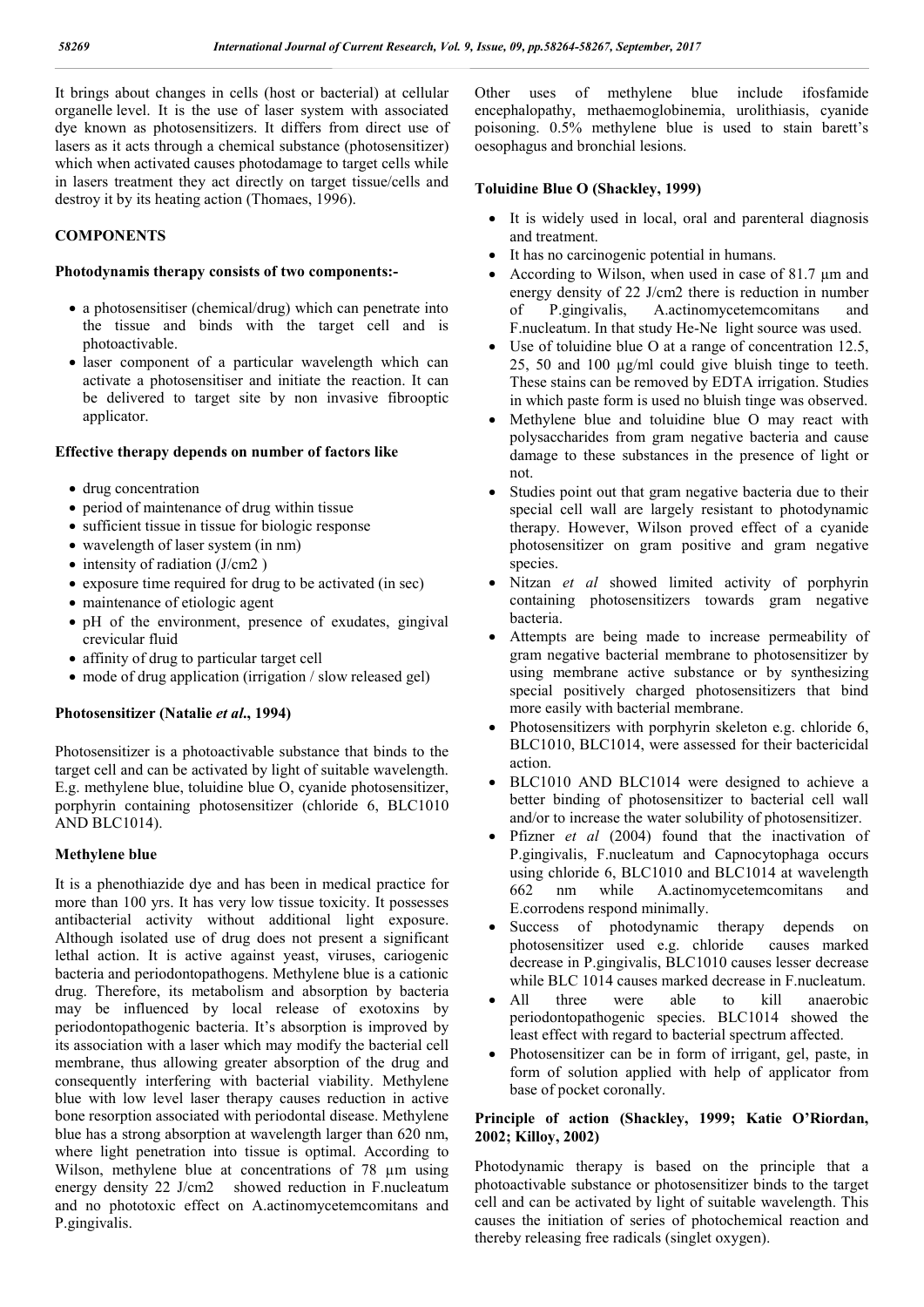It brings about changes in cells (host or bacterial) at cellular organelle level. It is the use of laser system with associated dye known as photosensitizers. It differs from direct use of lasers as it acts through a chemical substance (photosensitizer) which when activated causes photodamage to target cells while in lasers treatment they act directly on target tissue/cells and destroy it by its heating action (Thomaes, 1996).

## COMPONENTS

### Photodynamis therapy consists of two components:-

- a photosensitiser (chemical/drug) which can penetrate into the tissue and binds with the target cell and is photoactivable.
- laser component of a particular wavelength which can activate a photosensitiser and initiate the reaction. It can be delivered to target site by non invasive fibrooptic applicator.

### Effective therapy depends on number of factors like

- drug concentration
- period of maintenance of drug within tissue
- sufficient tissue in tissue for biologic response
- wavelength of laser system (in nm)
- intensity of radiation (J/cm2 )
- exposure time required for drug to be activated (in sec)
- maintenance of etiologic agent
- pH of the environment, presence of exudates, gingival crevicular fluid
- affinity of drug to particular target cell
- mode of drug application (irrigation / slow released gel)

### Photosensitizer (Natalie *et al*., 1994)

Photosensitizer is a photoactivable substance that binds to the target cell and can be activated by light of suitable wavelength. E.g. methylene blue, toluidine blue O, cyanide photosensitizer, porphyrin containing photosensitizer (chloride 6, BLC1010 AND BLC1014).

### Methylene blue

It is a phenothiazide dye and has been in medical practice for more than 100 yrs. It has very low tissue toxicity. It possesses antibacterial activity without additional light exposure. Although isolated use of drug does not present a significant lethal action. It is active against yeast, viruses, cariogenic bacteria and periodontopathogens. Methylene blue is a cationic drug. Therefore, its metabolism and absorption by bacteria may be influenced by local release of exotoxins by periodontopathogenic bacteria. It's absorption is improved by its association with a laser which may modify the bacterial cell membrane, thus allowing greater absorption of the drug and consequently interfering with bacterial viability. Methylene blue with low level laser therapy causes reduction in active bone resorption associated with periodontal disease. Methylene blue has a strong absorption at wavelength larger than 620 nm, where light penetration into tissue is optimal. According to Wilson, methylene blue at concentrations of 78 µm using energy density 22 J/cm2 showed reduction in F.nucleatum and no phototoxic effect on A.actinomycetemcomitans and P.gingivalis.

Other uses of methylene blue include ifosfamide encephalopathy, methaemoglobinemia, urolithiasis, cyanide poisoning. 0.5% methylene blue is used to stain barett's oesophagus and bronchial lesions.

### Toluidine Blue O (Shackley, 1999)

- It is widely used in local, oral and parenteral diagnosis and treatment.
- It has no carcinogenic potential in humans.
- According to Wilson, when used in case of 81.7 µm and energy density of 22 J/cm2 there is reduction in number of P.gingivalis, A.actinomycetemcomitans and F.nucleatum. In that study He-Ne light source was used.
- Use of toluidine blue O at a range of concentration 12.5, 25, 50 and 100 µg/ml could give bluish tinge to teeth. These stains can be removed by EDTA irrigation. Studies in which paste form is used no bluish tinge was observed.
- Methylene blue and toluidine blue O may react with polysaccharides from gram negative bacteria and cause damage to these substances in the presence of light or not.
- Studies point out that gram negative bacteria due to their special cell wall are largely resistant to photodynamic therapy. However, Wilson proved effect of a cyanide photosensitizer on gram positive and gram negative species.
- Nitzan *et al* showed limited activity of porphyrin containing photosensitizers towards gram negative bacteria.
- Attempts are being made to increase permeability of gram negative bacterial membrane to photosensitizer by using membrane active substance or by synthesizing special positively charged photosensitizers that bind more easily with bacterial membrane.
- Photosensitizers with porphyrin skeleton e.g. chloride 6, BLC1010, BLC1014, were assessed for their bactericidal action.
- BLC1010 AND BLC1014 were designed to achieve a better binding of photosensitizer to bacterial cell wall and/or to increase the water solubility of photosensitizer.
- Pfizner *et al* (2004) found that the inactivation of P.gingivalis, F.nucleatum and Capnocytophaga occurs using chloride 6, BLC1010 and BLC1014 at wavelength 662 nm while A.actinomycetemcomitans and E.corrodens respond minimally.
- Success of photodynamic therapy depends on photosensitizer used e.g. chloride causes marked decrease in P.gingivalis, BLC1010 causes lesser decrease while BLC 1014 causes marked decrease in F.nucleatum.
- All three were able to kill anaerobic periodontopathogenic species. BLC1014 showed the least effect with regard to bacterial spectrum affected.
- Photosensitizer can be in form of irrigant, gel, paste, in form of solution applied with help of applicator from base of pocket coronally.

### Principle of action (Shackley, 1999; Katie O'Riordan, 2002; Killoy, 2002)

Photodynamic therapy is based on the principle that a photoactivable substance or photosensitizer binds to the target cell and can be activated by light of suitable wavelength. This causes the initiation of series of photochemical reaction and thereby releasing free radicals (singlet oxygen).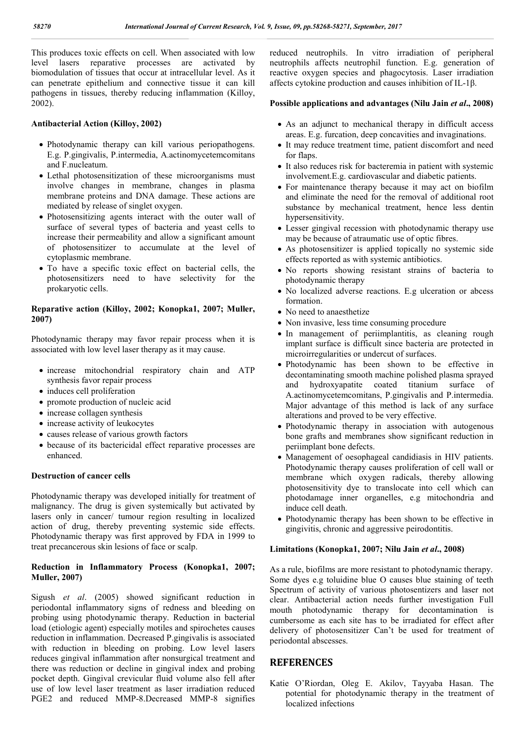This produces toxic effects on cell. When associated with low level lasers reparative processes are activated by biomodulation of tissues that occur at intracellular level. As it can penetrate epithelium and connective tissue it can kill pathogens in tissues, thereby reducing inflammation (Killoy, 2002).

**Antibacterial Action (Killoy, 2002)**

- Photodynamic therapy can kill various periopathogens. E.g. P.gingivalis, P.intermedia, A.actinomycetemcomitans and F.nucleatum.
- Lethal photosensitization of these microorganisms must involve changes in membrane, changes in plasma membrane proteins and DNA damage. These actions are mediated by release of singlet oxygen.
- Photosensitizing agents interact with the outer wall of surface of several types of bacteria and yeast cells to increase their permeability and allow a significant amount of photosensitizer to accumulate at the level of cytoplasmic membrane.
- To have a specific toxic effect on bacterial cells, the photosensitizers need to have selectivity for the prokaryotic cells.

**Reparative action (Killoy, 2002; Konopka1, 2007; Muller, 2007)**

Photodynamic therapy may favor repair process when it is associated with low level laser therapy as it may cause.

- increase mitochondrial respiratory chain and ATP synthesis favor repair process
- induces cell proliferation
- promote production of nucleic acid
- increase collagen synthesis
- increase activity of leukocytes
- causes release of various growth factors
- because of its bactericidal effect reparative processes are enhanced.

**Destruction of cancer cells**

Photodynamic therapy was developed initially for treatment of malignancy. The drug is given systemically but activated by lasers only in cancer/ tumour region resulting in localized action of drug, thereby preventing systemic side effects. Photodynamic therapy was first approved by FDA in 1999 to treat precancerous skin lesions of face or scalp.

**Reduction in Inflammatory Process (Konopka1, 2007; Muller, 2007)**

Sigush *et al*. (2005) showed significant reduction in periodontal inflammatory signs of redness and bleeding on probing using photodynamic therapy. Reduction in bacterial load (etiologic agent) especially motiles and spirochetes causes reduction in inflammation. Decreased P.gingivalis is associated with reduction in bleeding on probing. Low level lasers reduces gingival inflammation after nonsurgical treatment and there was reduction or decline in gingival index and probing pocket depth. Gingival crevicular fluid volume also fell after use of low level laser treatment as laser irradiation reduced PGE2 and reduced MMP-8.Decreased MMP-8 signifies reduced neutrophils. In vitro irradiation of peripheral neutrophils affects neutrophil function. E.g. generation of reactive oxygen species and phagocytosis. Laser irradiation affects cytokine production and causes inhibition of IL-1β.

**Possible applications and advantages (Nilu Jain *et al*., 2008)**

- As an adjunct to mechanical therapy in difficult access areas. E.g. furcation, deep concavities and invaginations.
- It may reduce treatment time, patient discomfort and need for flaps.
- It also reduces risk for bacteremia in patient with systemic involvement.E.g. cardiovascular and diabetic patients.
- For maintenance therapy because it may act on biofilm and eliminate the need for the removal of additional root substance by mechanical treatment, hence less dentin hypersensitivity.
- Lesser gingival recession with photodynamic therapy use may be because of atraumatic use of optic fibres.
- As photosensitizer is applied topically no systemic side effects reported as with systemic antibiotics.
- No reports showing resistant strains of bacteria to photodynamic therapy
- No localized adverse reactions. E.g ulceration or abcess formation.
- No need to anaesthetize
- Non invasive, less time consuming procedure
- In management of periimplantitis, as cleaning rough implant surface is difficult since bacteria are protected in microirregularities or undercut of surfaces.
- Photodynamic has been shown to be effective in decontaminating smooth machine polished plasma sprayed and hydroxyapatite coated titanium surface of A.actinomycetemcomitans, P.gingivalis and P.intermedia. Major advantage of this method is lack of any surface alterations and proved to be very effective.
- Photodynamic therapy in association with autogenous bone grafts and membranes show significant reduction in periimplant bone defects.
- Management of oesophageal candidiasis in HIV patients. Photodynamic therapy causes proliferation of cell wall or membrane which oxygen radicals, thereby allowing photosensitivity dye to translocate into cell which can photodamage inner organelles, e.g mitochondria and induce cell death.
- Photodynamic therapy has been shown to be effective in gingivitis, chronic and aggressive peirodontitis.

**Limitations (Konopka1, 2007; Nilu Jain *et al*., 2008)**

As a rule, biofilms are more resistant to photodynamic therapy. Some dyes e.g toluidine blue O causes blue staining of teeth Spectrum of activity of various photosentizers and laser not clear. Antibacterial action needs further investigation Full mouth photodynamic therapy for decontamination is cumbersome as each site has to be irradiated for effect after delivery of photosensitizer Can't be used for treatment of periodontal abscesses.

## REFERENCES

Katie O'Riordan, Oleg E. Akilov, Tayyaba Hasan. The potential for photodynamic therapy in the treatment of localized infections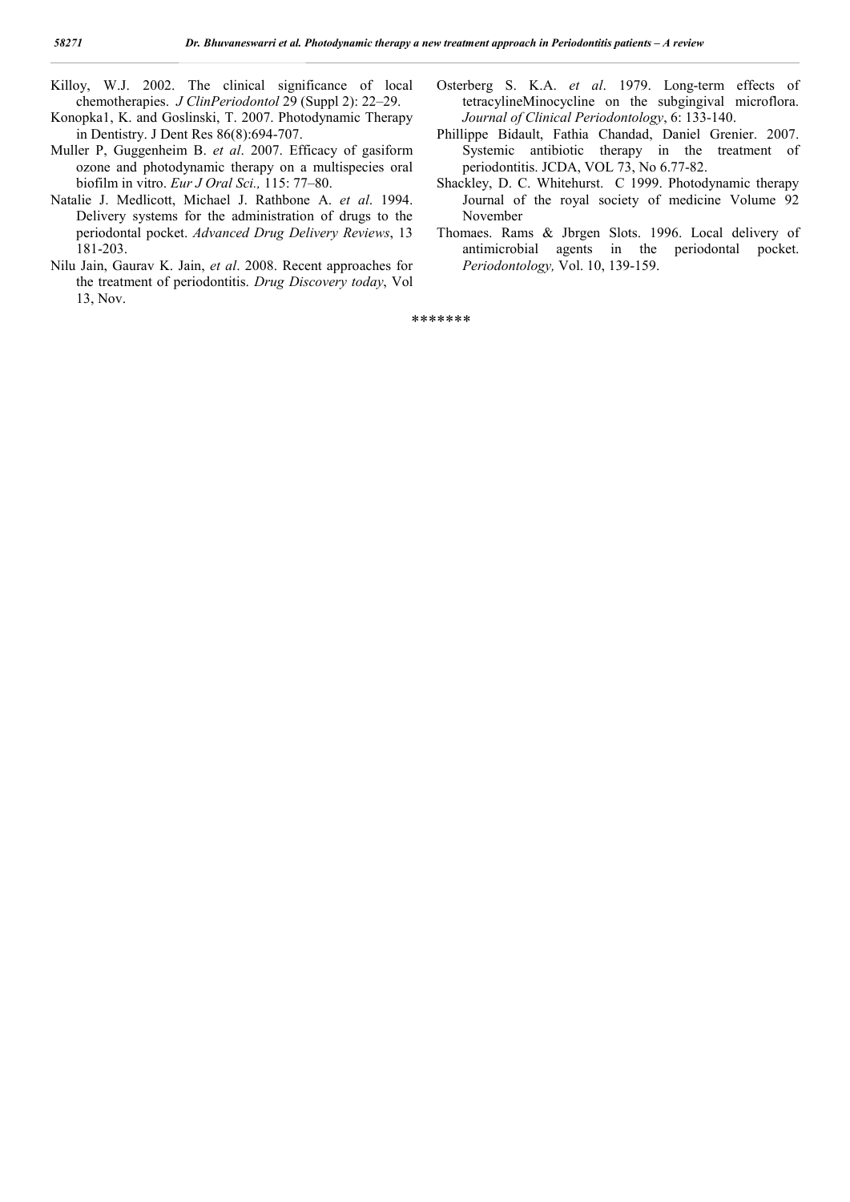Killoy, W.J. 2002. The clinical significance of local chemotherapies. *J ClinPeriodontol* 29 (Suppl 2): 22–29.

Konopka1, K. and Goslinski, T. 2007. Photodynamic Therapy in Dentistry. J Dent Res 86(8):694-707.

Muller P, Guggenheim B. *et al*. 2007. Efficacy of gasiform ozone and photodynamic therapy on a multispecies oral biofilm in vitro. *Eur J Oral Sci.,* 115: 77–80.

Natalie J. Medlicott, Michael J. Rathbone A. *et al*. 1994. Delivery systems for the administration of drugs to the periodontal pocket. *Advanced Drug Delivery Reviews*, 13 181-203.

Nilu Jain, Gaurav K. Jain, *et al*. 2008. Recent approaches for the treatment of periodontitis. *Drug Discovery today*, Vol 13, Nov.

Osterberg S. K.A. *et al*. 1979. Long-term effects of tetracylineMinocycline on the subgingival microflora. *Journal of Clinical Periodontology*, 6: 133-140.

Phillippe Bidault, Fathia Chandad, Daniel Grenier. 2007. Systemic antibiotic therapy in the treatment of periodontitis. JCDA, VOL 73, No 6.77-82.

Shackley, D. C. Whitehurst. C 1999. Photodynamic therapy Journal of the royal society of medicine Volume 92 November

Thomaes. Rams & Jbrgen Slots. 1996. Local delivery of antimicrobial agents in the periodontal pocket. *Periodontology,* Vol. 10, 139-159.

*******